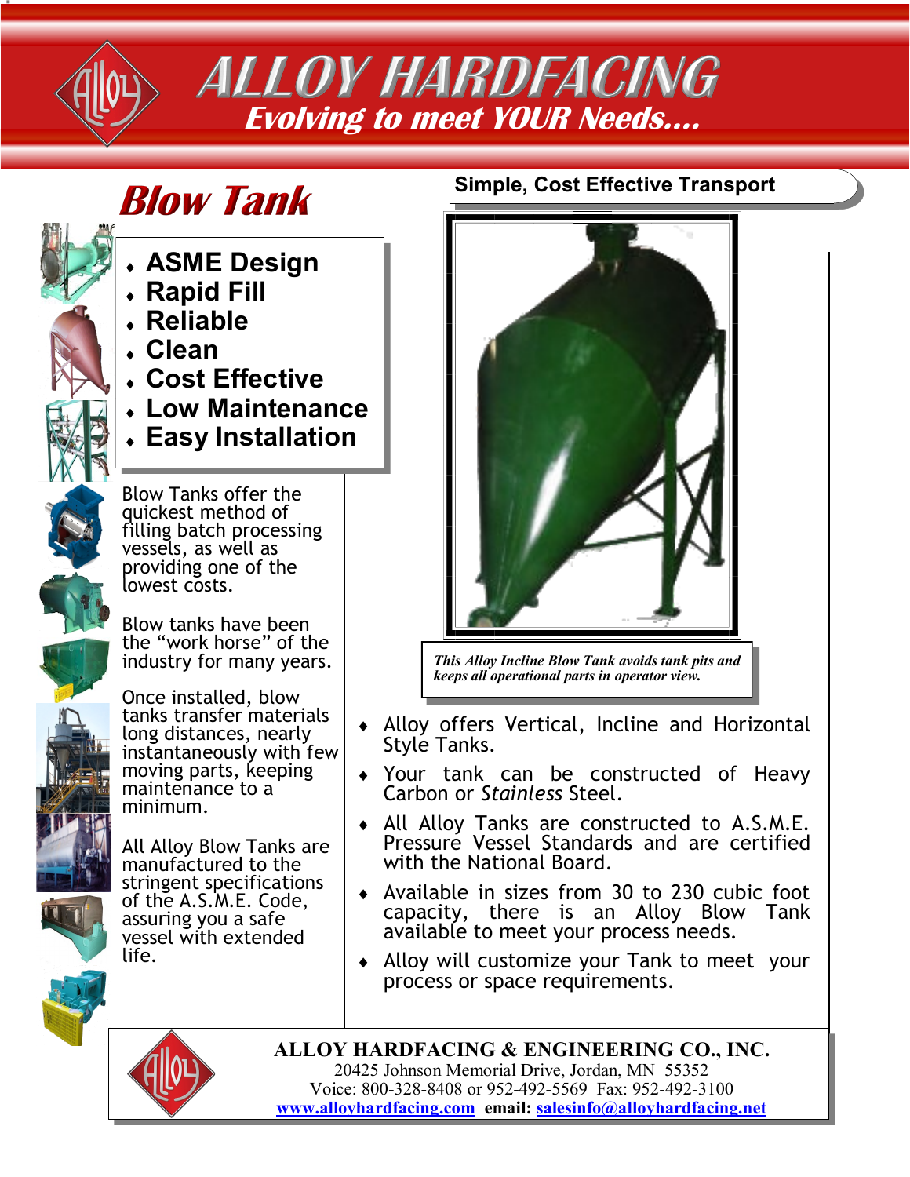# ALLOY HARDFACING

*Evolving to meet YOUR Needs....*

## Blow Tank

- ASME Design
- Rapid Fill
- Reliable
- Clean
- Cost Effective
- Low Maintenance
- Easy Installation

Blow Tanks offer the quickest method of filling batch processing vessels, as well as providing one of the lowest costs.

Blow tanks have been the "work horse" of the industry for many years.

Once installed, blow tanks transfer materials long distances, nearly instantaneously with few moving parts, keeping maintenance to a minimum.

All Alloy Blow Tanks are manufactured to the stringent specifications of the A.S.M.E. Code, assuring you a safe vessel with extended life.

### Simple, Cost Effective Transport

*This Alloy Incline Blow Tank avoids tank pits and keeps all operational parts in operator view.*

- Alloy offers Vertical, Incline and Horizontal Style Tanks.
- Your tank can be constructed of Heavy Carbon or *Stainless* Steel.
- All Alloy Tanks are constructed to A.S.M.E. Pressure Vessel Standards and are certified with the National Board.
- Available in sizes from 30 to 230 cubic foot capacity, there is an Alloy Blow Tank available to meet your process needs.
- Alloy will customize your Tank to meet your process or space requirements.

**ALLOY HARDFACING & ENGINEERING CO., INC.**
20425 Johnson Memorial Drive, Jordan, MN 55352
Voice: 800-328-8408 or 952-492-5569 Fax: 952-492-3100
www.alloyhardfacing.com **email:** salesinfo@alloyhardfacing.net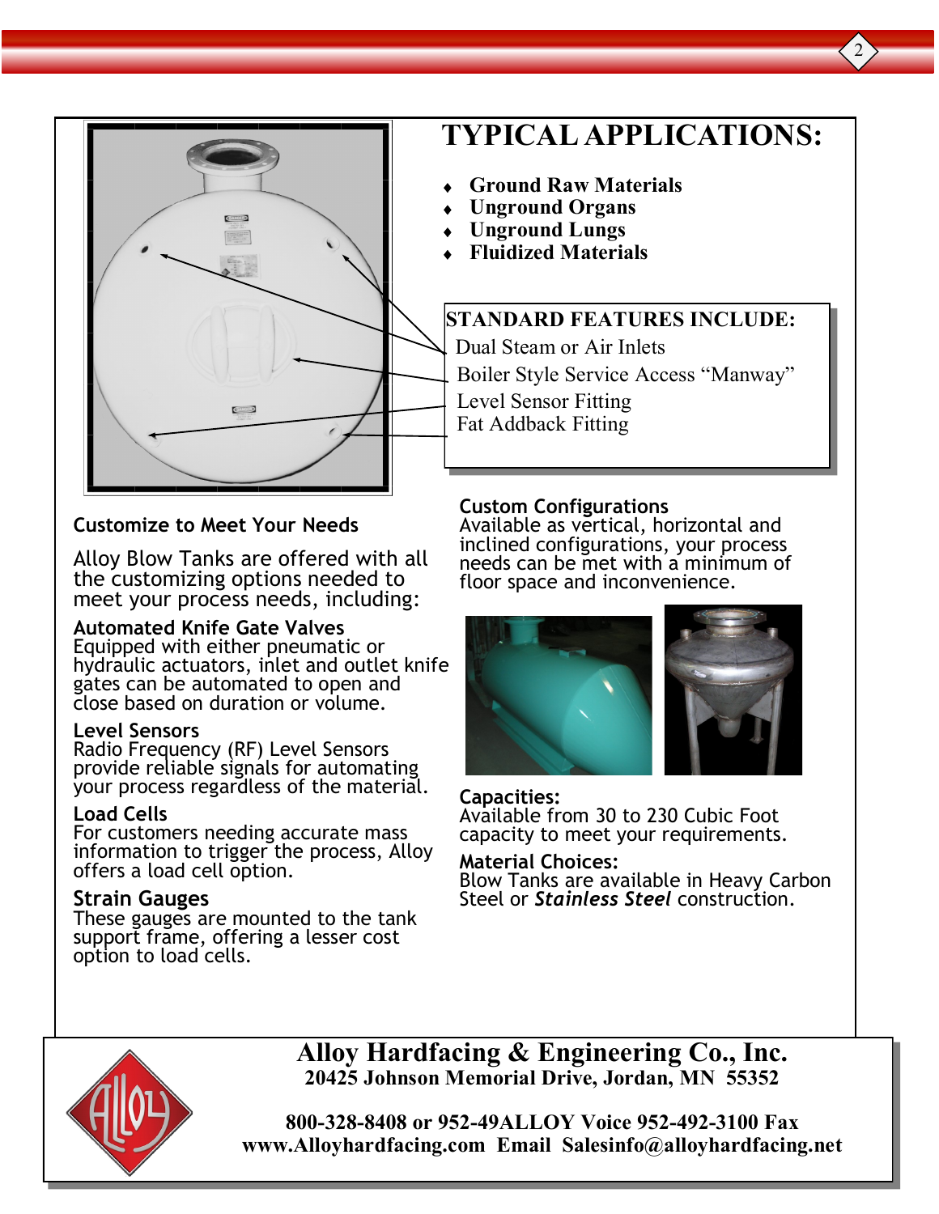# TYPICAL APPLICATIONS:

- Ground Raw Materials
- Unground Organs
- Unground Lungs
- Fluidized Materials

**STANDARD FEATURES INCLUDE:**

Dual Steam or Air Inlets

Boiler Style Service Access “Manway”

Level Sensor Fitting

Fat Addback Fitting

### Customize to Meet Your Needs

Alloy Blow Tanks are offered with all the customizing options needed to meet your process needs, including:

**Automated Knife Gate Valves**
Equipped with either pneumatic or hydraulic actuators, inlet and outlet knife gates can be automated to open and close based on duration or volume.

**Level Sensors**
Radio Frequency (RF) Level Sensors provide reliable signals for automating your process regardless of the material.

**Load Cells**
For customers needing accurate mass information to trigger the process, Alloy offers a load cell option.

**Strain Gauges**
These gauges are mounted to the tank support frame, offering a lesser cost option to load cells.

**Custom Configurations**
Available as vertical, horizontal and inclined configurations, your process needs can be met with a minimum of floor space and inconvenience.

**Capacities:**
Available from 30 to 230 Cubic Foot capacity to meet your requirements.

**Material Choices:**
Blow Tanks are available in Heavy Carbon Steel or ***Stainless Steel*** construction.

**Alloy Hardfacing & Engineering Co., Inc.**
**20425 Johnson Memorial Drive, Jordan, MN 55352**

**800-328-8408 or 952-49ALLOY Voice 952-492-3100 Fax**
**www.Alloyhardfacing.com Email Salesinfo@alloyhardfacing.net**